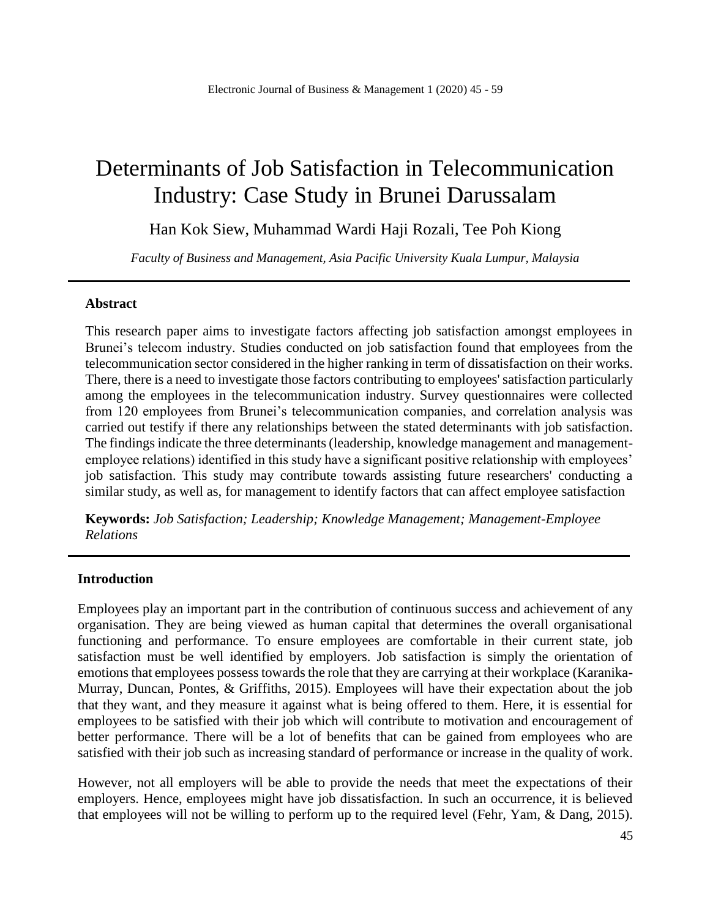# Determinants of Job Satisfaction in Telecommunication Industry: Case Study in Brunei Darussalam

Han Kok Siew, Muhammad Wardi Haji Rozali, Tee Poh Kiong

*Faculty of Business and Management, Asia Pacific University Kuala Lumpur, Malaysia*

---

### Abstract

This research paper aims to investigate factors affecting job satisfaction amongst employees in Brunei's telecom industry. Studies conducted on job satisfaction found that employees from the telecommunication sector considered in the higher ranking in term of dissatisfaction on their works. There, there is a need to investigate those factors contributing to employees' satisfaction particularly among the employees in the telecommunication industry. Survey questionnaires were collected from 120 employees from Brunei's telecommunication companies, and correlation analysis was carried out testify if there any relationships between the stated determinants with job satisfaction. The findings indicate the three determinants (leadership, knowledge management and management-employee relations) identified in this study have a significant positive relationship with employees' job satisfaction. This study may contribute towards assisting future researchers' conducting a similar study, as well as, for management to identify factors that can affect employee satisfaction

**Keywords:** *Job Satisfaction; Leadership; Knowledge Management; Management-Employee Relations*

---

### Introduction

Employees play an important part in the contribution of continuous success and achievement of any organisation. They are being viewed as human capital that determines the overall organisational functioning and performance. To ensure employees are comfortable in their current state, job satisfaction must be well identified by employers. Job satisfaction is simply the orientation of emotions that employees possess towards the role that they are carrying at their workplace (Karanika-Murray, Duncan, Pontes, & Griffiths, 2015). Employees will have their expectation about the job that they want, and they measure it against what is being offered to them. Here, it is essential for employees to be satisfied with their job which will contribute to motivation and encouragement of better performance. There will be a lot of benefits that can be gained from employees who are satisfied with their job such as increasing standard of performance or increase in the quality of work.

However, not all employers will be able to provide the needs that meet the expectations of their employers. Hence, employees might have job dissatisfaction. In such an occurrence, it is believed that employees will not be willing to perform up to the required level (Fehr, Yam, & Dang, 2015).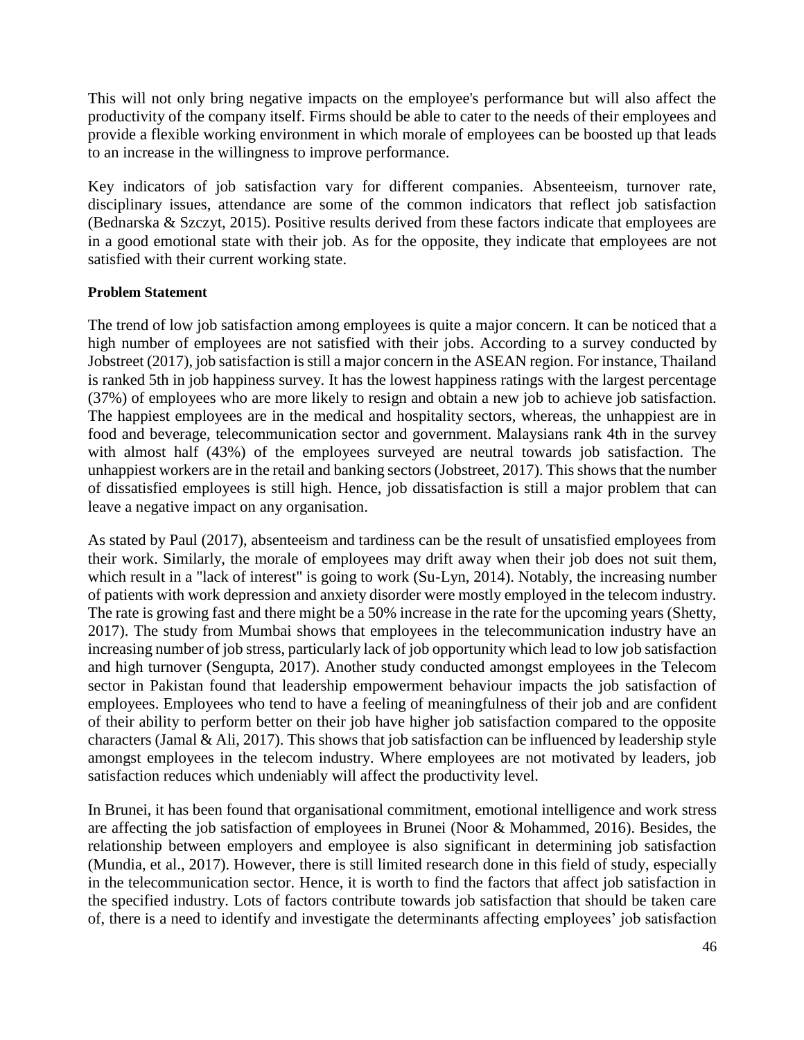This will not only bring negative impacts on the employee's performance but will also affect the productivity of the company itself. Firms should be able to cater to the needs of their employees and provide a flexible working environment in which morale of employees can be boosted up that leads to an increase in the willingness to improve performance.

Key indicators of job satisfaction vary for different companies. Absenteeism, turnover rate, disciplinary issues, attendance are some of the common indicators that reflect job satisfaction (Bednarska & Szczyt, 2015). Positive results derived from these factors indicate that employees are in a good emotional state with their job. As for the opposite, they indicate that employees are not satisfied with their current working state.

**Problem Statement**

The trend of low job satisfaction among employees is quite a major concern. It can be noticed that a high number of employees are not satisfied with their jobs. According to a survey conducted by Jobstreet (2017), job satisfaction is still a major concern in the ASEAN region. For instance, Thailand is ranked 5th in job happiness survey. It has the lowest happiness ratings with the largest percentage (37%) of employees who are more likely to resign and obtain a new job to achieve job satisfaction. The happiest employees are in the medical and hospitality sectors, whereas, the unhappiest are in food and beverage, telecommunication sector and government. Malaysians rank 4th in the survey with almost half (43%) of the employees surveyed are neutral towards job satisfaction. The unhappiest workers are in the retail and banking sectors (Jobstreet, 2017). This shows that the number of dissatisfied employees is still high. Hence, job dissatisfaction is still a major problem that can leave a negative impact on any organisation.

As stated by Paul (2017), absenteeism and tardiness can be the result of unsatisfied employees from their work. Similarly, the morale of employees may drift away when their job does not suit them, which result in a "lack of interest" is going to work (Su-Lyn, 2014). Notably, the increasing number of patients with work depression and anxiety disorder were mostly employed in the telecom industry. The rate is growing fast and there might be a 50% increase in the rate for the upcoming years (Shetty, 2017). The study from Mumbai shows that employees in the telecommunication industry have an increasing number of job stress, particularly lack of job opportunity which lead to low job satisfaction and high turnover (Sengupta, 2017). Another study conducted amongst employees in the Telecom sector in Pakistan found that leadership empowerment behaviour impacts the job satisfaction of employees. Employees who tend to have a feeling of meaningfulness of their job and are confident of their ability to perform better on their job have higher job satisfaction compared to the opposite characters (Jamal & Ali, 2017). This shows that job satisfaction can be influenced by leadership style amongst employees in the telecom industry. Where employees are not motivated by leaders, job satisfaction reduces which undeniably will affect the productivity level.

In Brunei, it has been found that organisational commitment, emotional intelligence and work stress are affecting the job satisfaction of employees in Brunei (Noor & Mohammed, 2016). Besides, the relationship between employers and employee is also significant in determining job satisfaction (Mundia, et al., 2017). However, there is still limited research done in this field of study, especially in the telecommunication sector. Hence, it is worth to find the factors that affect job satisfaction in the specified industry. Lots of factors contribute towards job satisfaction that should be taken care of, there is a need to identify and investigate the determinants affecting employees' job satisfaction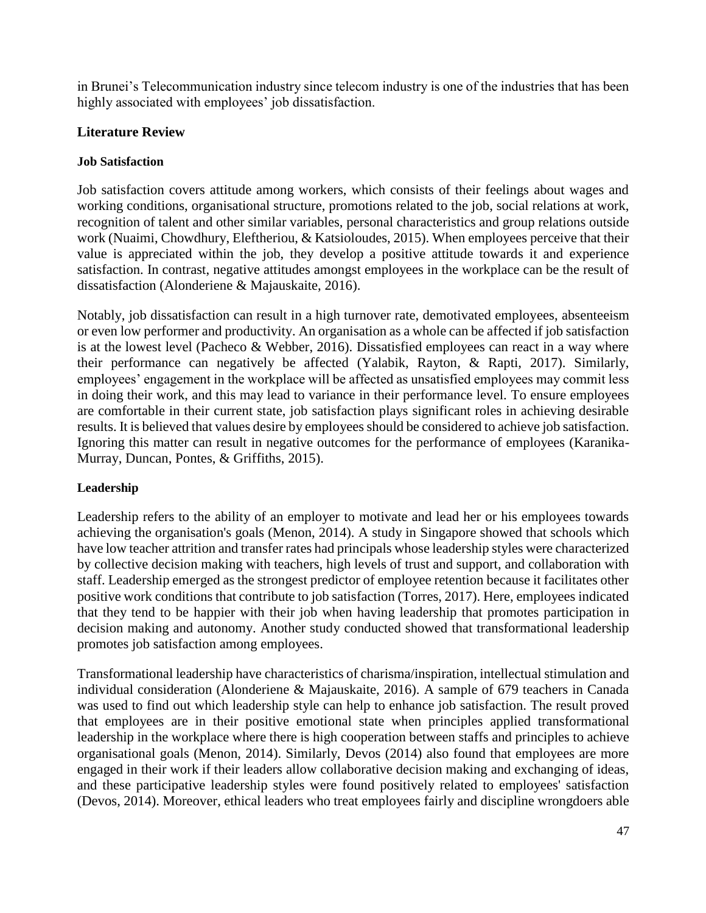in Brunei's Telecommunication industry since telecom industry is one of the industries that has been highly associated with employees' job dissatisfaction.

## Literature Review

### Job Satisfaction

Job satisfaction covers attitude among workers, which consists of their feelings about wages and working conditions, organisational structure, promotions related to the job, social relations at work, recognition of talent and other similar variables, personal characteristics and group relations outside work (Nuaimi, Chowdhury, Eleftheriou, & Katsioloudes, 2015). When employees perceive that their value is appreciated within the job, they develop a positive attitude towards it and experience satisfaction. In contrast, negative attitudes amongst employees in the workplace can be the result of dissatisfaction (Alonderiene & Majauskaite, 2016).

Notably, job dissatisfaction can result in a high turnover rate, demotivated employees, absenteeism or even low performer and productivity. An organisation as a whole can be affected if job satisfaction is at the lowest level (Pacheco & Webber, 2016). Dissatisfied employees can react in a way where their performance can negatively be affected (Yalabik, Rayton, & Rapti, 2017). Similarly, employees' engagement in the workplace will be affected as unsatisfied employees may commit less in doing their work, and this may lead to variance in their performance level. To ensure employees are comfortable in their current state, job satisfaction plays significant roles in achieving desirable results. It is believed that values desire by employees should be considered to achieve job satisfaction. Ignoring this matter can result in negative outcomes for the performance of employees (Karanika-Murray, Duncan, Pontes, & Griffiths, 2015).

### Leadership

Leadership refers to the ability of an employer to motivate and lead her or his employees towards achieving the organisation's goals (Menon, 2014). A study in Singapore showed that schools which have low teacher attrition and transfer rates had principals whose leadership styles were characterized by collective decision making with teachers, high levels of trust and support, and collaboration with staff. Leadership emerged as the strongest predictor of employee retention because it facilitates other positive work conditions that contribute to job satisfaction (Torres, 2017). Here, employees indicated that they tend to be happier with their job when having leadership that promotes participation in decision making and autonomy. Another study conducted showed that transformational leadership promotes job satisfaction among employees.

Transformational leadership have characteristics of charisma/inspiration, intellectual stimulation and individual consideration (Alonderiene & Majauskaite, 2016). A sample of 679 teachers in Canada was used to find out which leadership style can help to enhance job satisfaction. The result proved that employees are in their positive emotional state when principles applied transformational leadership in the workplace where there is high cooperation between staffs and principles to achieve organisational goals (Menon, 2014). Similarly, Devos (2014) also found that employees are more engaged in their work if their leaders allow collaborative decision making and exchanging of ideas, and these participative leadership styles were found positively related to employees' satisfaction (Devos, 2014). Moreover, ethical leaders who treat employees fairly and discipline wrongdoers able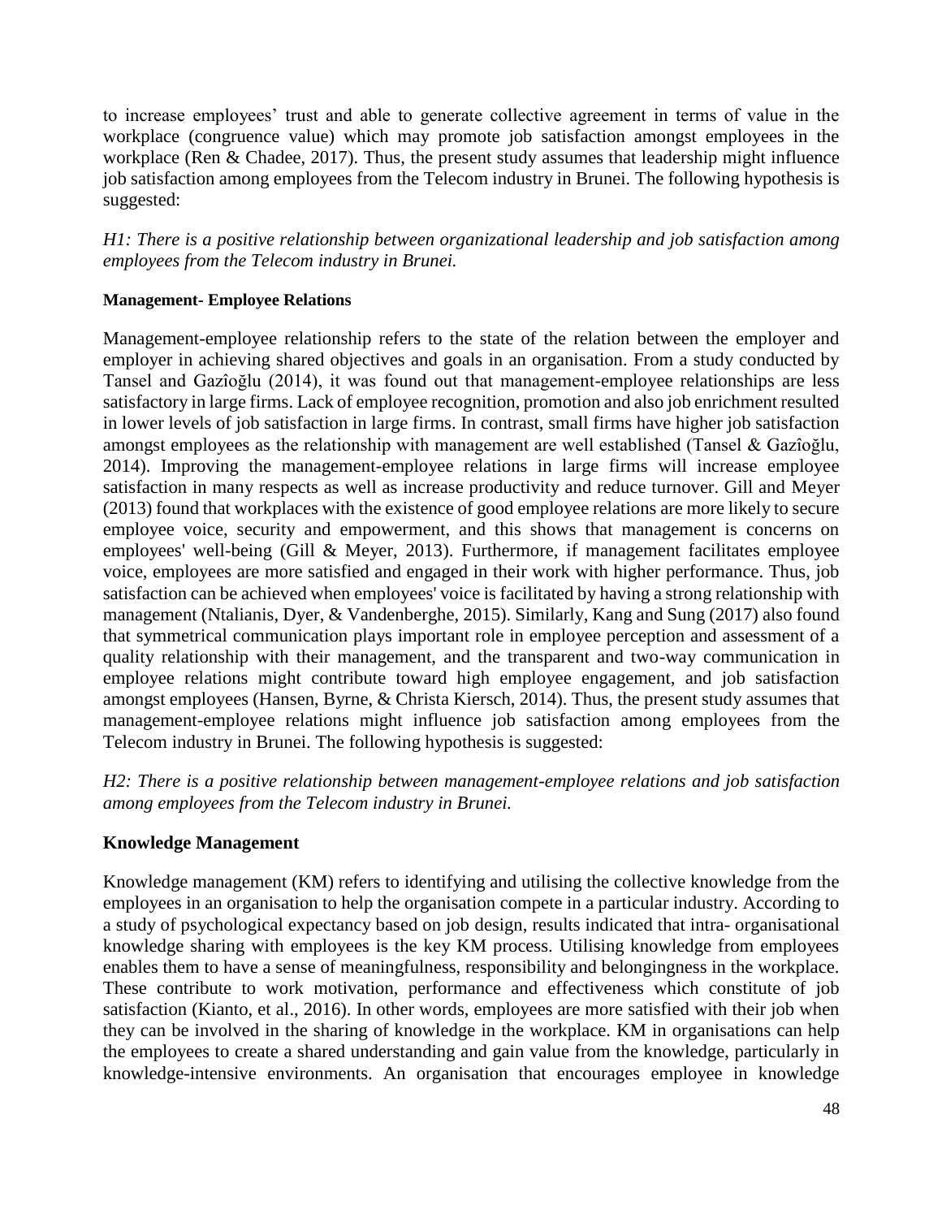to increase employees' trust and able to generate collective agreement in terms of value in the workplace (congruence value) which may promote job satisfaction amongst employees in the workplace (Ren & Chadee, 2017). Thus, the present study assumes that leadership might influence job satisfaction among employees from the Telecom industry in Brunei. The following hypothesis is suggested:

*H1: There is a positive relationship between organizational leadership and job satisfaction among employees from the Telecom industry in Brunei.*

#### Management- Employee Relations

Management-employee relationship refers to the state of the relation between the employer and employer in achieving shared objectives and goals in an organisation. From a study conducted by Tansel and Gazîoğlu (2014), it was found out that management-employee relationships are less satisfactory in large firms. Lack of employee recognition, promotion and also job enrichment resulted in lower levels of job satisfaction in large firms. In contrast, small firms have higher job satisfaction amongst employees as the relationship with management are well established (Tansel & Gazîoğlu, 2014). Improving the management-employee relations in large firms will increase employee satisfaction in many respects as well as increase productivity and reduce turnover. Gill and Meyer (2013) found that workplaces with the existence of good employee relations are more likely to secure employee voice, security and empowerment, and this shows that management is concerns on employees' well-being (Gill & Meyer, 2013). Furthermore, if management facilitates employee voice, employees are more satisfied and engaged in their work with higher performance. Thus, job satisfaction can be achieved when employees' voice is facilitated by having a strong relationship with management (Ntalianis, Dyer, & Vandenberghe, 2015). Similarly, Kang and Sung (2017) also found that symmetrical communication plays important role in employee perception and assessment of a quality relationship with their management, and the transparent and two-way communication in employee relations might contribute toward high employee engagement, and job satisfaction amongst employees (Hansen, Byrne, & Christa Kiersch, 2014). Thus, the present study assumes that management-employee relations might influence job satisfaction among employees from the Telecom industry in Brunei. The following hypothesis is suggested:

*H2: There is a positive relationship between management-employee relations and job satisfaction among employees from the Telecom industry in Brunei.*

### Knowledge Management

Knowledge management (KM) refers to identifying and utilising the collective knowledge from the employees in an organisation to help the organisation compete in a particular industry. According to a study of psychological expectancy based on job design, results indicated that intra- organisational knowledge sharing with employees is the key KM process. Utilising knowledge from employees enables them to have a sense of meaningfulness, responsibility and belongingness in the workplace. These contribute to work motivation, performance and effectiveness which constitute of job satisfaction (Kianto, et al., 2016). In other words, employees are more satisfied with their job when they can be involved in the sharing of knowledge in the workplace. KM in organisations can help the employees to create a shared understanding and gain value from the knowledge, particularly in knowledge-intensive environments. An organisation that encourages employee in knowledge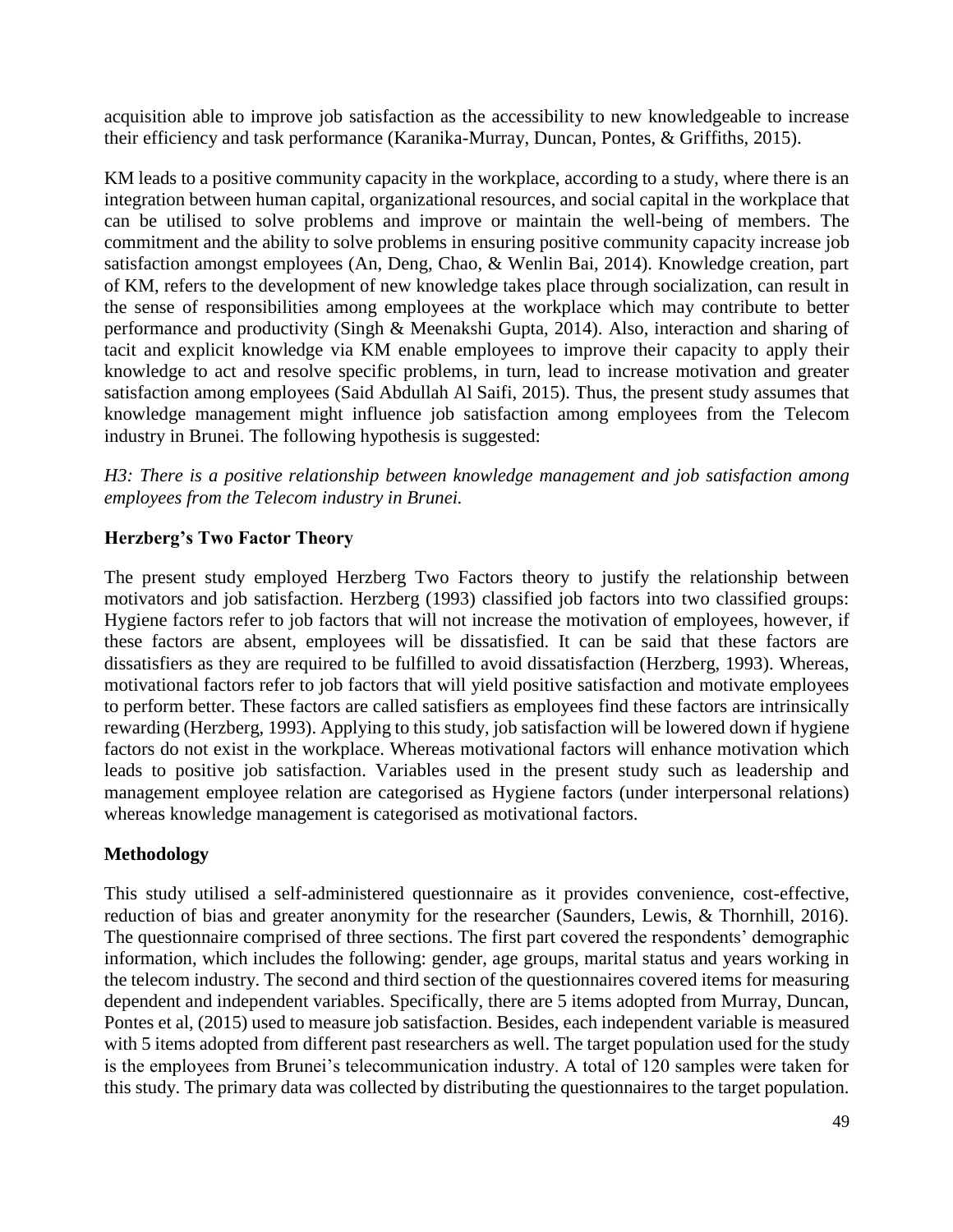acquisition able to improve job satisfaction as the accessibility to new knowledgeable to increase their efficiency and task performance (Karanika-Murray, Duncan, Pontes, & Griffiths, 2015).

KM leads to a positive community capacity in the workplace, according to a study, where there is an integration between human capital, organizational resources, and social capital in the workplace that can be utilised to solve problems and improve or maintain the well-being of members. The commitment and the ability to solve problems in ensuring positive community capacity increase job satisfaction amongst employees (An, Deng, Chao, & Wenlin Bai, 2014). Knowledge creation, part of KM, refers to the development of new knowledge takes place through socialization, can result in the sense of responsibilities among employees at the workplace which may contribute to better performance and productivity (Singh & Meenakshi Gupta, 2014). Also, interaction and sharing of tacit and explicit knowledge via KM enable employees to improve their capacity to apply their knowledge to act and resolve specific problems, in turn, lead to increase motivation and greater satisfaction among employees (Said Abdullah Al Saifi, 2015). Thus, the present study assumes that knowledge management might influence job satisfaction among employees from the Telecom industry in Brunei. The following hypothesis is suggested:

*H3: There is a positive relationship between knowledge management and job satisfaction among employees from the Telecom industry in Brunei.*

## Herzberg's Two Factor Theory

The present study employed Herzberg Two Factors theory to justify the relationship between motivators and job satisfaction. Herzberg (1993) classified job factors into two classified groups: Hygiene factors refer to job factors that will not increase the motivation of employees, however, if these factors are absent, employees will be dissatisfied. It can be said that these factors are dissatisfiers as they are required to be fulfilled to avoid dissatisfaction (Herzberg, 1993). Whereas, motivational factors refer to job factors that will yield positive satisfaction and motivate employees to perform better. These factors are called satisfiers as employees find these factors are intrinsically rewarding (Herzberg, 1993). Applying to this study, job satisfaction will be lowered down if hygiene factors do not exist in the workplace. Whereas motivational factors will enhance motivation which leads to positive job satisfaction. Variables used in the present study such as leadership and management employee relation are categorised as Hygiene factors (under interpersonal relations) whereas knowledge management is categorised as motivational factors.

## Methodology

This study utilised a self-administered questionnaire as it provides convenience, cost-effective, reduction of bias and greater anonymity for the researcher (Saunders, Lewis, & Thornhill, 2016). The questionnaire comprised of three sections. The first part covered the respondents' demographic information, which includes the following: gender, age groups, marital status and years working in the telecom industry. The second and third section of the questionnaires covered items for measuring dependent and independent variables. Specifically, there are 5 items adopted from Murray, Duncan, Pontes et al, (2015) used to measure job satisfaction. Besides, each independent variable is measured with 5 items adopted from different past researchers as well. The target population used for the study is the employees from Brunei's telecommunication industry. A total of 120 samples were taken for this study. The primary data was collected by distributing the questionnaires to the target population.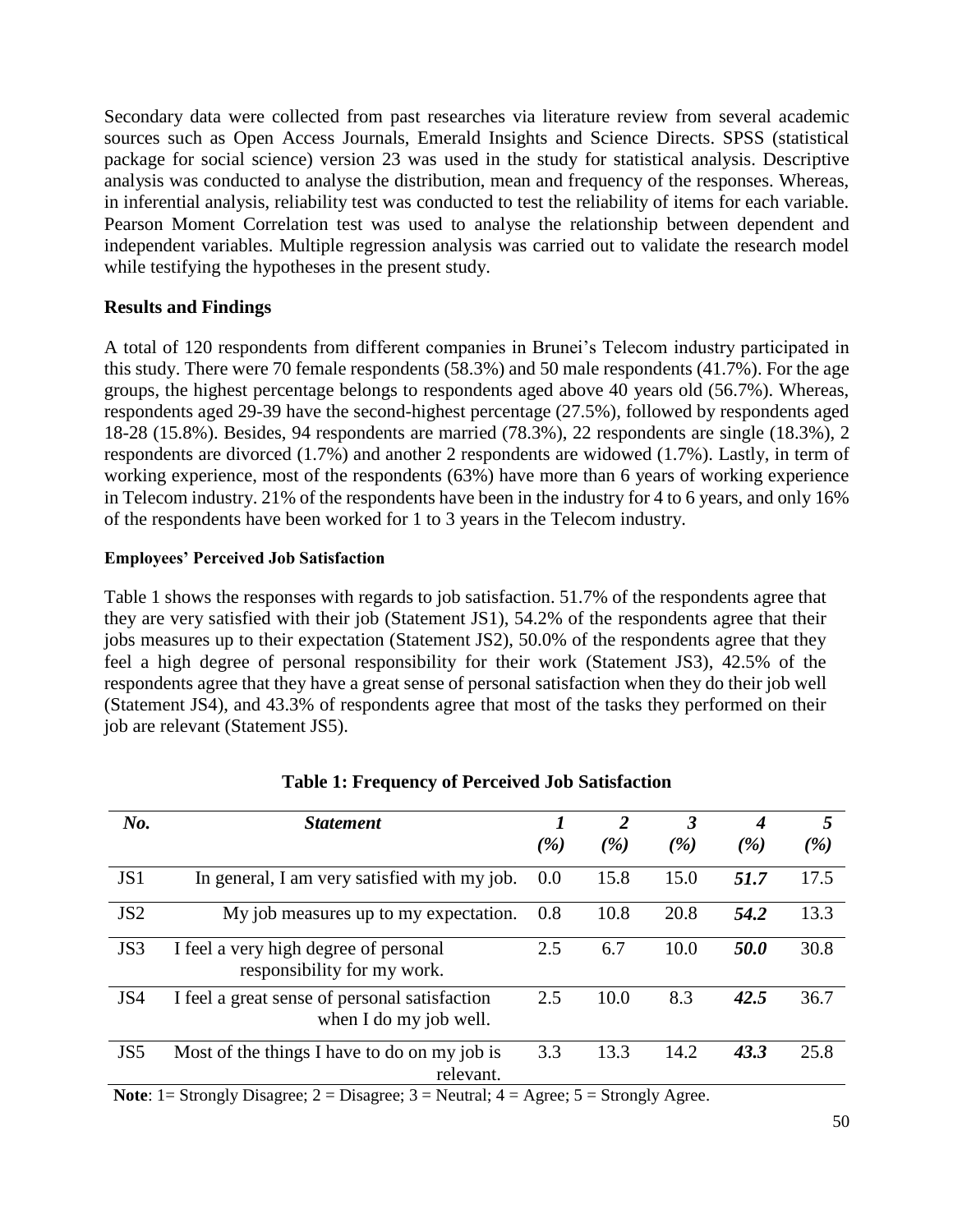Secondary data were collected from past researches via literature review from several academic sources such as Open Access Journals, Emerald Insights and Science Directs. SPSS (statistical package for social science) version 23 was used in the study for statistical analysis. Descriptive analysis was conducted to analyse the distribution, mean and frequency of the responses. Whereas, in inferential analysis, reliability test was conducted to test the reliability of items for each variable. Pearson Moment Correlation test was used to analyse the relationship between dependent and independent variables. Multiple regression analysis was carried out to validate the research model while testifying the hypotheses in the present study.

## Results and Findings

A total of 120 respondents from different companies in Brunei's Telecom industry participated in this study. There were 70 female respondents (58.3%) and 50 male respondents (41.7%). For the age groups, the highest percentage belongs to respondents aged above 40 years old (56.7%). Whereas, respondents aged 29-39 have the second-highest percentage (27.5%), followed by respondents aged 18-28 (15.8%). Besides, 94 respondents are married (78.3%), 22 respondents are single (18.3%), 2 respondents are divorced (1.7%) and another 2 respondents are widowed (1.7%). Lastly, in term of working experience, most of the respondents (63%) have more than 6 years of working experience in Telecom industry. 21% of the respondents have been in the industry for 4 to 6 years, and only 16% of the respondents have been worked for 1 to 3 years in the Telecom industry.

### Employees' Perceived Job Satisfaction

Table 1 shows the responses with regards to job satisfaction. 51.7% of the respondents agree that they are very satisfied with their job (Statement JS1), 54.2% of the respondents agree that their jobs measures up to their expectation (Statement JS2), 50.0% of the respondents agree that they feel a high degree of personal responsibility for their work (Statement JS3), 42.5% of the respondents agree that they have a great sense of personal satisfaction when they do their job well (Statement JS4), and 43.3% of respondents agree that most of the tasks they performed on their job are relevant (Statement JS5).

**Table 1: Frequency of Perceived Job Satisfaction**

| *No.* | *Statement* | *1 (%)* | *2 (%)* | *3 (%)* | *4 (%)* | *5 (%)* |
|---|---|---|---|---|---|---|
| JS1 | In general, I am very satisfied with my job. | 0.0 | 15.8 | 15.0 | ***51.7*** | 17.5 |
| JS2 | My job measures up to my expectation. | 0.8 | 10.8 | 20.8 | ***54.2*** | 13.3 |
| JS3 | I feel a very high degree of personal responsibility for my work. | 2.5 | 6.7 | 10.0 | ***50.0*** | 30.8 |
| JS4 | I feel a great sense of personal satisfaction when I do my job well. | 2.5 | 10.0 | 8.3 | ***42.5*** | 36.7 |
| JS5 | Most of the things I have to do on my job is relevant. | 3.3 | 13.3 | 14.2 | ***43.3*** | 25.8 |

**Note**: 1= Strongly Disagree; 2 = Disagree; 3 = Neutral; 4 = Agree; 5 = Strongly Agree.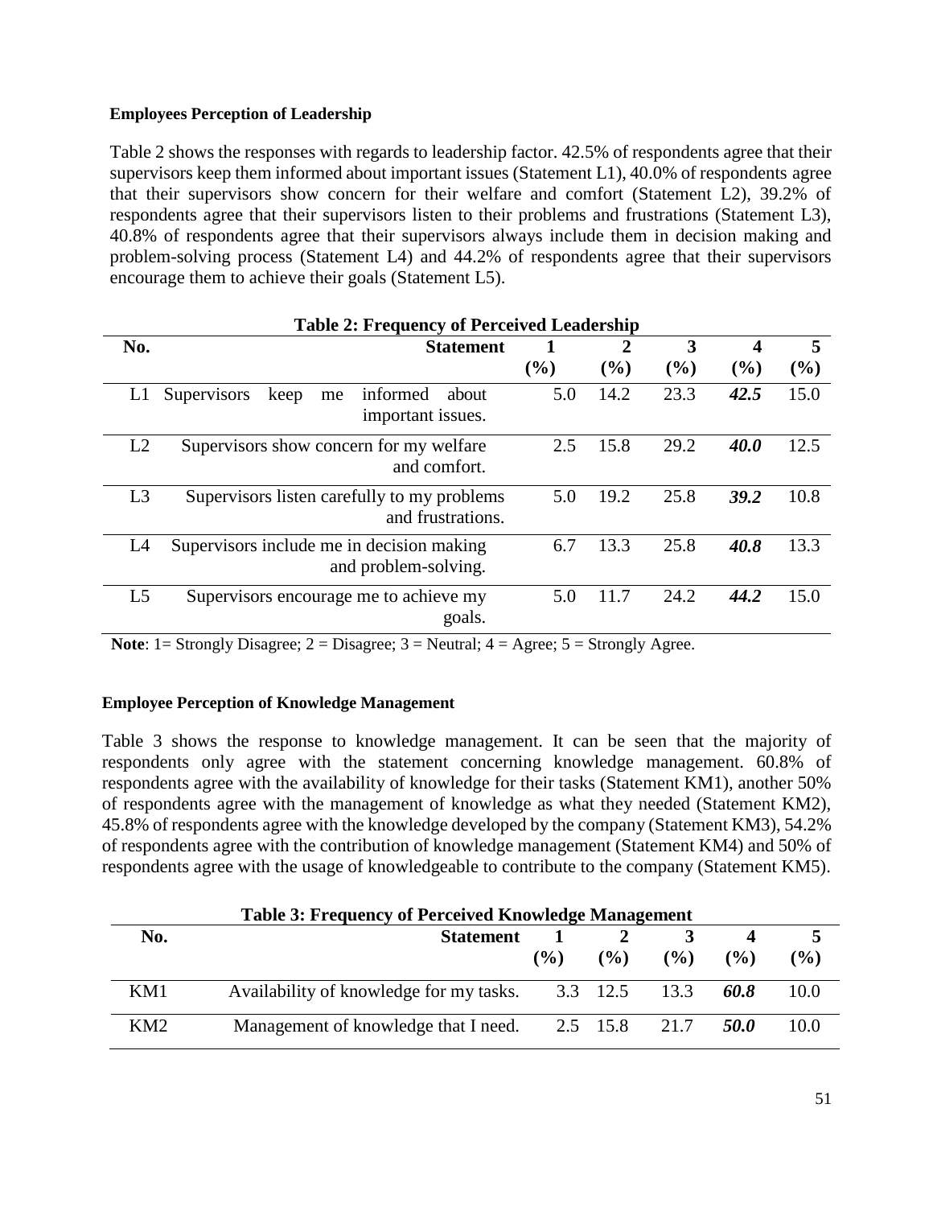**Employees Perception of Leadership**

Table 2 shows the responses with regards to leadership factor. 42.5% of respondents agree that their supervisors keep them informed about important issues (Statement L1), 40.0% of respondents agree that their supervisors show concern for their welfare and comfort (Statement L2), 39.2% of respondents agree that their supervisors listen to their problems and frustrations (Statement L3), 40.8% of respondents agree that their supervisors always include them in decision making and problem-solving process (Statement L4) and 44.2% of respondents agree that their supervisors encourage them to achieve their goals (Statement L5).

**Table 2: Frequency of Perceived Leadership**

| No. | Statement | 1 (%) | 2 (%) | 3 (%) | 4 (%) | 5 (%) |
|---|---|---|---|---|---|---|
| L1 | Supervisors keep me informed about important issues. | 5.0 | 14.2 | 23.3 | ***42.5*** | 15.0 |
| L2 | Supervisors show concern for my welfare and comfort. | 2.5 | 15.8 | 29.2 | ***40.0*** | 12.5 |
| L3 | Supervisors listen carefully to my problems and frustrations. | 5.0 | 19.2 | 25.8 | ***39.2*** | 10.8 |
| L4 | Supervisors include me in decision making and problem-solving. | 6.7 | 13.3 | 25.8 | ***40.8*** | 13.3 |
| L5 | Supervisors encourage me to achieve my goals. | 5.0 | 11.7 | 24.2 | ***44.2*** | 15.0 |

**Note**: 1= Strongly Disagree; 2 = Disagree; 3 = Neutral; 4 = Agree; 5 = Strongly Agree.

**Employee Perception of Knowledge Management**

Table 3 shows the response to knowledge management. It can be seen that the majority of respondents only agree with the statement concerning knowledge management. 60.8% of respondents agree with the availability of knowledge for their tasks (Statement KM1), another 50% of respondents agree with the management of knowledge as what they needed (Statement KM2), 45.8% of respondents agree with the knowledge developed by the company (Statement KM3), 54.2% of respondents agree with the contribution of knowledge management (Statement KM4) and 50% of respondents agree with the usage of knowledgeable to contribute to the company (Statement KM5).

**Table 3: Frequency of Perceived Knowledge Management**

| No. | Statement | 1 (%) | 2 (%) | 3 (%) | 4 (%) | 5 (%) |
|---|---|---|---|---|---|---|
| KM1 | Availability of knowledge for my tasks. | 3.3 | 12.5 | 13.3 | ***60.8*** | 10.0 |
| KM2 | Management of knowledge that I need. | 2.5 | 15.8 | 21.7 | ***50.0*** | 10.0 |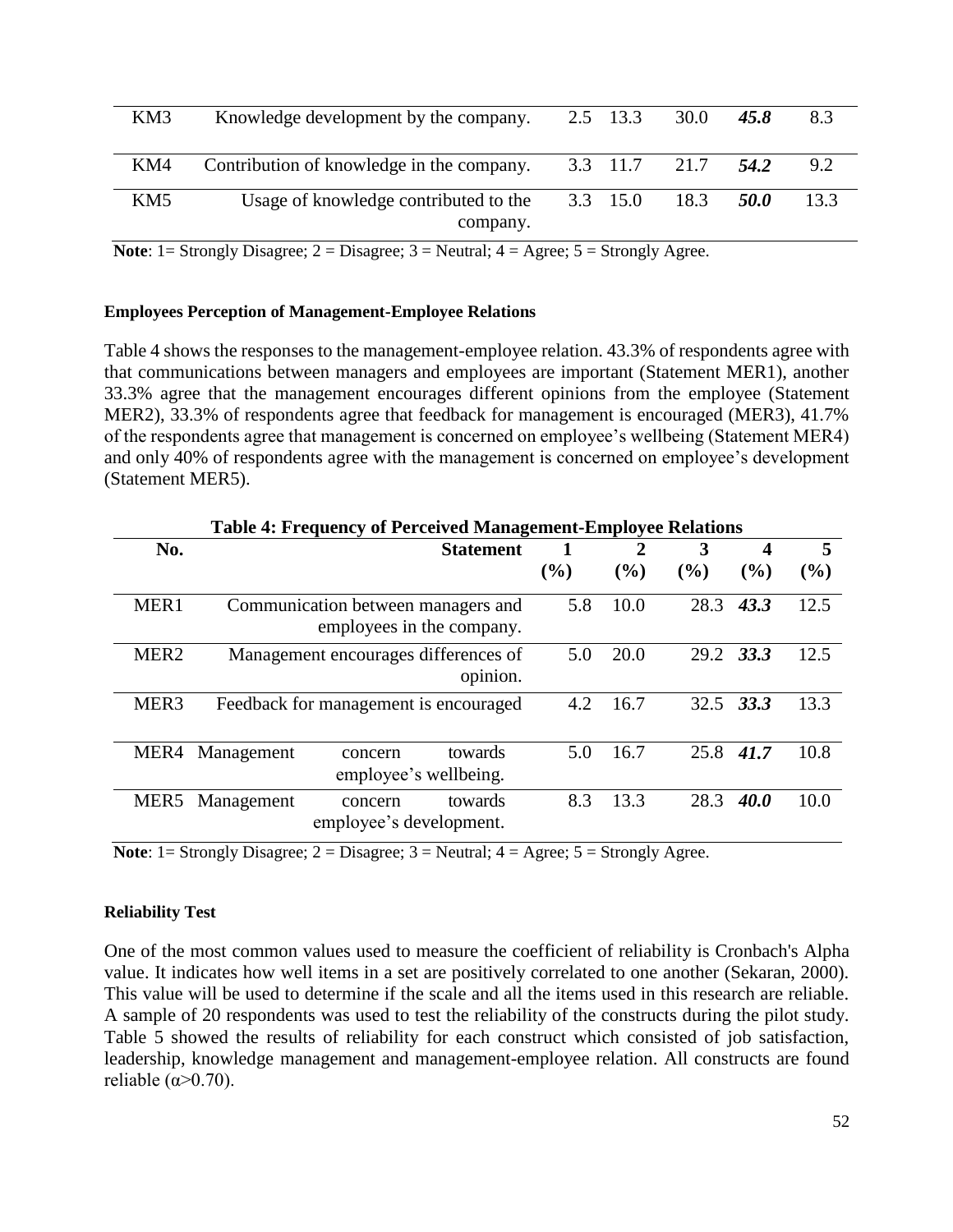| KM3 | Knowledge development by the company. | 2.5 | 13.3 | 30.0 | ***45.8*** | 8.3 |
|---|---|---|---|---|---|---|
| KM4 | Contribution of knowledge in the company. | 3.3 | 11.7 | 21.7 | ***54.2*** | 9.2 |
| KM5 | Usage of knowledge contributed to the company. | 3.3 | 15.0 | 18.3 | ***50.0*** | 13.3 |

**Note**: 1= Strongly Disagree; 2 = Disagree; 3 = Neutral; 4 = Agree; 5 = Strongly Agree.

#### Employees Perception of Management-Employee Relations

Table 4 shows the responses to the management-employee relation. 43.3% of respondents agree with that communications between managers and employees are important (Statement MER1), another 33.3% agree that the management encourages different opinions from the employee (Statement MER2), 33.3% of respondents agree that feedback for management is encouraged (MER3), 41.7% of the respondents agree that management is concerned on employee's wellbeing (Statement MER4) and only 40% of respondents agree with the management is concerned on employee's development (Statement MER5).

**Table 4: Frequency of Perceived Management-Employee Relations**

| No. | Statement | 1 (%) | 2 (%) | 3 (%) | 4 (%) | 5 (%) |
|---|---|---|---|---|---|---|
| MER1 | Communication between managers and employees in the company. | 5.8 | 10.0 | 28.3 | ***43.3*** | 12.5 |
| MER2 | Management encourages differences of opinion. | 5.0 | 20.0 | 29.2 | ***33.3*** | 12.5 |
| MER3 | Feedback for management is encouraged | 4.2 | 16.7 | 32.5 | ***33.3*** | 13.3 |
| MER4 | Management concern towards employee's wellbeing. | 5.0 | 16.7 | 25.8 | ***41.7*** | 10.8 |
| MER5 | Management concern towards employee's development. | 8.3 | 13.3 | 28.3 | ***40.0*** | 10.0 |

**Note**: 1= Strongly Disagree; 2 = Disagree; 3 = Neutral; 4 = Agree; 5 = Strongly Agree.

#### Reliability Test

One of the most common values used to measure the coefficient of reliability is Cronbach's Alpha value. It indicates how well items in a set are positively correlated to one another (Sekaran, 2000). This value will be used to determine if the scale and all the items used in this research are reliable. A sample of 20 respondents was used to test the reliability of the constructs during the pilot study. Table 5 showed the results of reliability for each construct which consisted of job satisfaction, leadership, knowledge management and management-employee relation. All constructs are found reliable ($\alpha > 0.70$).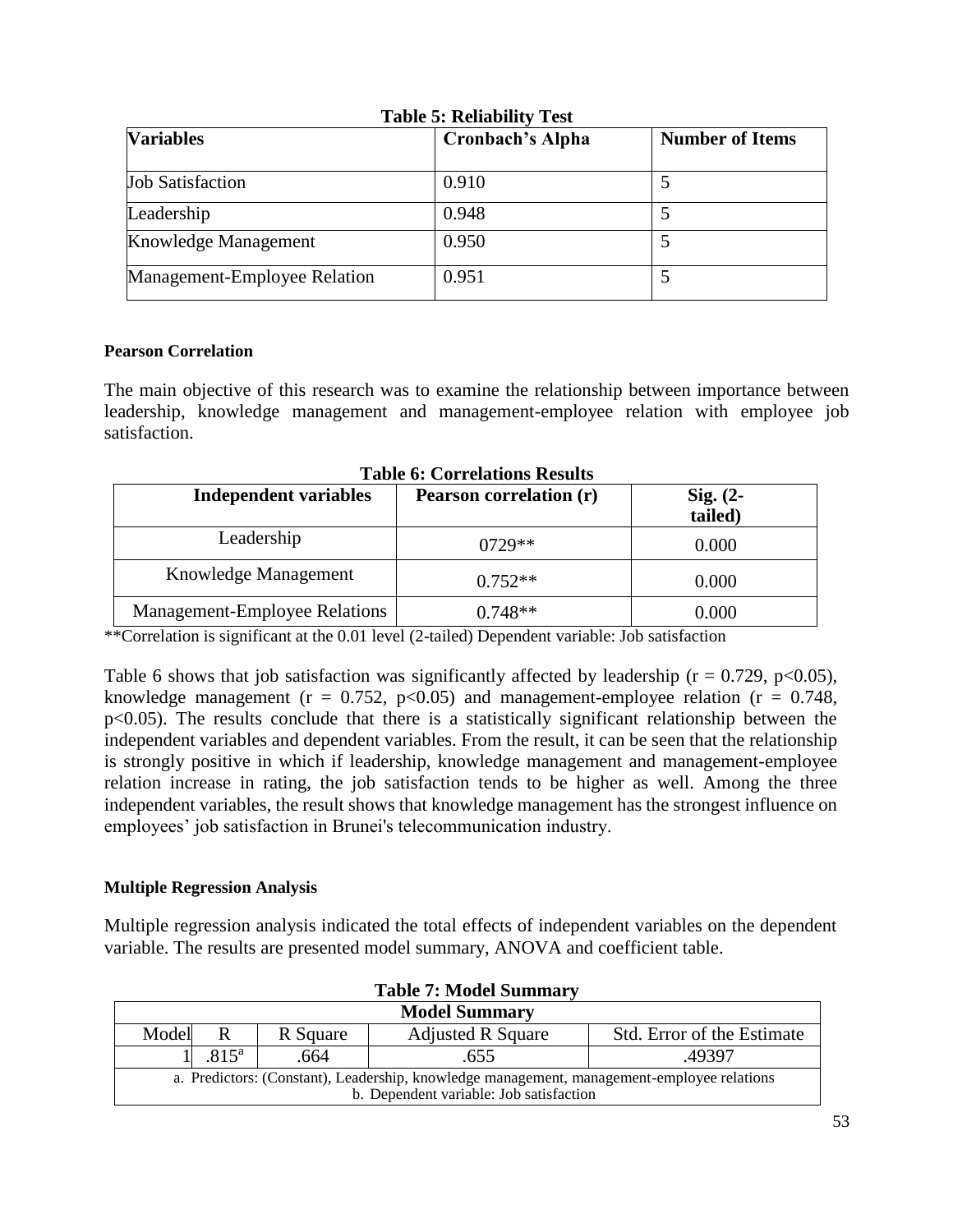**Table 5: Reliability Test**

| Variables | Cronbach's Alpha | Number of Items |
|---|---|---|
| Job Satisfaction | 0.910 | 5 |
| Leadership | 0.948 | 5 |
| Knowledge Management | 0.950 | 5 |
| Management-Employee Relation | 0.951 | 5 |

### Pearson Correlation

The main objective of this research was to examine the relationship between importance between leadership, knowledge management and management-employee relation with employee job satisfaction.

**Table 6: Correlations Results**

| Independent variables | Pearson correlation (r) | Sig. (2-tailed) |
|---|---|---|
| Leadership | 0729** | 0.000 |
| Knowledge Management | 0.752** | 0.000 |
| Management-Employee Relations | 0.748** | 0.000 |

**Correlation is significant at the 0.01 level (2-tailed) Dependent variable: Job satisfaction

Table 6 shows that job satisfaction was significantly affected by leadership ($r = 0.729$, $p<0.05$), knowledge management ($r = 0.752$, $p<0.05$) and management-employee relation ($r = 0.748$, $p<0.05$). The results conclude that there is a statistically significant relationship between the independent variables and dependent variables. From the result, it can be seen that the relationship is strongly positive in which if leadership, knowledge management and management-employee relation increase in rating, the job satisfaction tends to be higher as well. Among the three independent variables, the result shows that knowledge management has the strongest influence on employees' job satisfaction in Brunei's telecommunication industry.

### Multiple Regression Analysis

Multiple regression analysis indicated the total effects of independent variables on the dependent variable. The results are presented model summary, ANOVA and coefficient table.

**Table 7: Model Summary**

| Model Summary | | | | |
|---|---|---|---|---|
| Model | R | R Square | Adjusted R Square | Std. Error of the Estimate |
| 1 | .815[a] | .664 | .655 | .49397 |

a. Predictors: (Constant), Leadership, knowledge management, management-employee relations
b. Dependent variable: Job satisfaction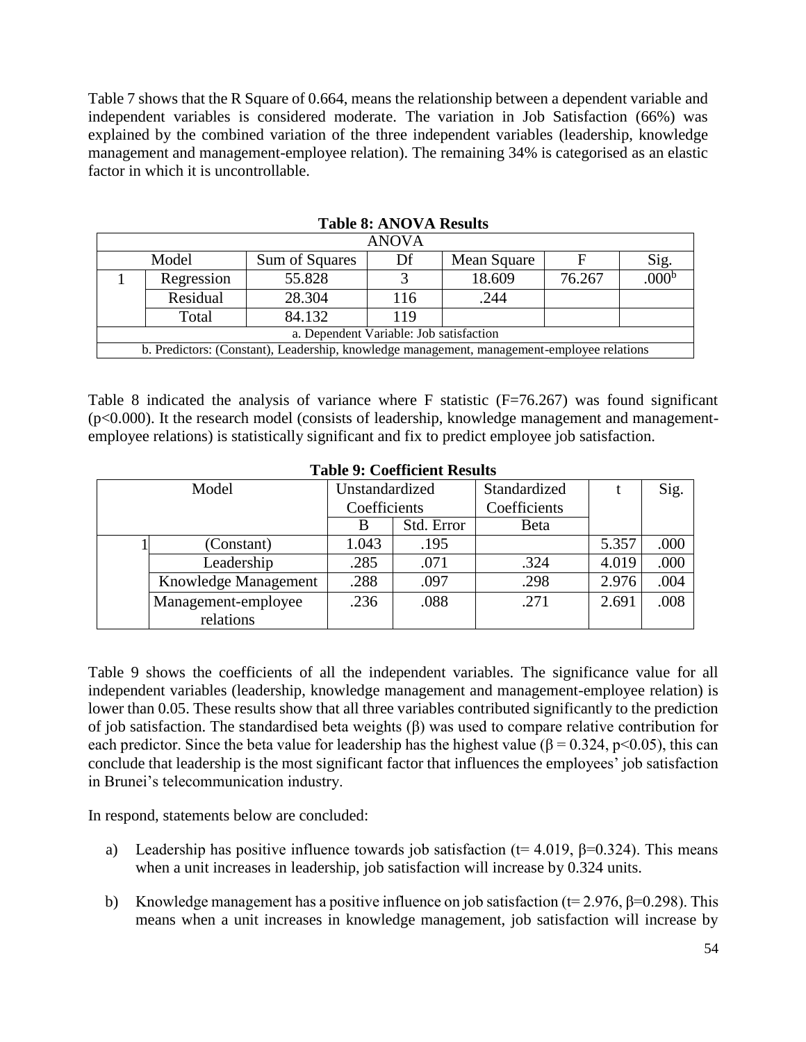Table 7 shows that the R Square of 0.664, means the relationship between a dependent variable and independent variables is considered moderate. The variation in Job Satisfaction (66%) was explained by the combined variation of the three independent variables (leadership, knowledge management and management-employee relation). The remaining 34% is categorised as an elastic factor in which it is uncontrollable.

**Table 8: ANOVA Results**

| ANOVA | | | | | | |
|---|---|---|---|---|---|---|
| Model | | Sum of Squares | Df | Mean Square | F | Sig. |
| 1 | Regression | 55.828 | 3 | 18.609 | 76.267 | .000[b] |
| | Residual | 28.304 | 116 | .244 | | |
| | Total | 84.132 | 119 | | | |
| a. Dependent Variable: Job satisfaction | | | | | | |
| b. Predictors: (Constant), Leadership, knowledge management, management-employee relations | | | | | | |

Table 8 indicated the analysis of variance where F statistic (F=76.267) was found significant ($p<0.000$). It the research model (consists of leadership, knowledge management and management-employee relations) is statistically significant and fix to predict employee job satisfaction.

**Table 9: Coefficient Results**

| Model | | Unstandardized Coefficients | | Standardized Coefficients | t | Sig. |
|---|---|---|---|---|---|---|
| | | B | Std. Error | Beta | | |
| 1 | (Constant) | 1.043 | .195 | | 5.357 | .000 |
| | Leadership | .285 | .071 | .324 | 4.019 | .000 |
| | Knowledge Management | .288 | .097 | .298 | 2.976 | .004 |
| | Management-employee relations | .236 | .088 | .271 | 2.691 | .008 |

Table 9 shows the coefficients of all the independent variables. The significance value for all independent variables (leadership, knowledge management and management-employee relation) is lower than 0.05. These results show that all three variables contributed significantly to the prediction of job satisfaction. The standardised beta weights ($\beta$) was used to compare relative contribution for each predictor. Since the beta value for leadership has the highest value ($\beta = 0.324$, $p<0.05$), this can conclude that leadership is the most significant factor that influences the employees' job satisfaction in Brunei's telecommunication industry.

In respond, statements below are concluded:

a) Leadership has positive influence towards job satisfaction ($t= 4.019$, $\beta=0.324$). This means when a unit increases in leadership, job satisfaction will increase by 0.324 units.

b) Knowledge management has a positive influence on job satisfaction ($t= 2.976$, $\beta=0.298$). This means when a unit increases in knowledge management, job satisfaction will increase by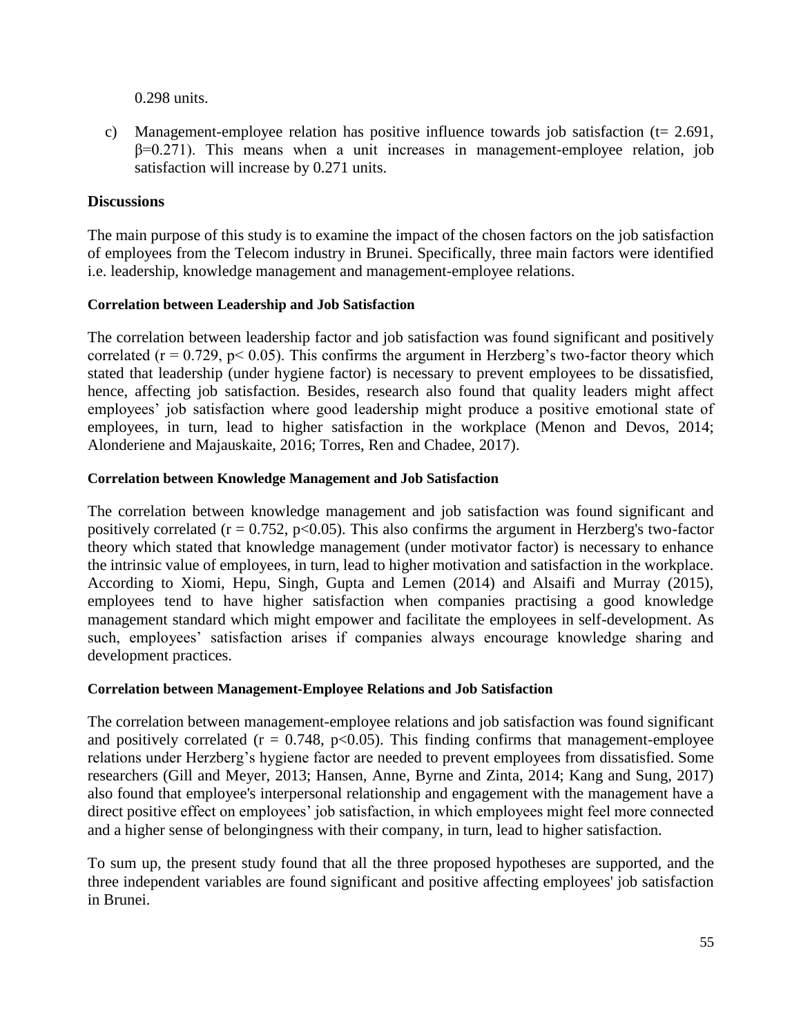0.298 units.

c) Management-employee relation has positive influence towards job satisfaction ($t = 2.691$, $\beta = 0.271$). This means when a unit increases in management-employee relation, job satisfaction will increase by 0.271 units.

## Discussions

The main purpose of this study is to examine the impact of the chosen factors on the job satisfaction of employees from the Telecom industry in Brunei. Specifically, three main factors were identified i.e. leadership, knowledge management and management-employee relations.

### Correlation between Leadership and Job Satisfaction

The correlation between leadership factor and job satisfaction was found significant and positively correlated ($r = 0.729$, $p < 0.05$). This confirms the argument in Herzberg's two-factor theory which stated that leadership (under hygiene factor) is necessary to prevent employees to be dissatisfied, hence, affecting job satisfaction. Besides, research also found that quality leaders might affect employees' job satisfaction where good leadership might produce a positive emotional state of employees, in turn, lead to higher satisfaction in the workplace (Menon and Devos, 2014; Alonderiene and Majauskaite, 2016; Torres, Ren and Chadee, 2017).

### Correlation between Knowledge Management and Job Satisfaction

The correlation between knowledge management and job satisfaction was found significant and positively correlated ($r = 0.752$, $p<0.05$). This also confirms the argument in Herzberg's two-factor theory which stated that knowledge management (under motivator factor) is necessary to enhance the intrinsic value of employees, in turn, lead to higher motivation and satisfaction in the workplace. According to Xiomi, Hepu, Singh, Gupta and Lemen (2014) and Alsaifi and Murray (2015), employees tend to have higher satisfaction when companies practising a good knowledge management standard which might empower and facilitate the employees in self-development. As such, employees' satisfaction arises if companies always encourage knowledge sharing and development practices.

### Correlation between Management-Employee Relations and Job Satisfaction

The correlation between management-employee relations and job satisfaction was found significant and positively correlated ($r = 0.748$, $p<0.05$). This finding confirms that management-employee relations under Herzberg's hygiene factor are needed to prevent employees from dissatisfied. Some researchers (Gill and Meyer, 2013; Hansen, Anne, Byrne and Zinta, 2014; Kang and Sung, 2017) also found that employee's interpersonal relationship and engagement with the management have a direct positive effect on employees' job satisfaction, in which employees might feel more connected and a higher sense of belongingness with their company, in turn, lead to higher satisfaction.

To sum up, the present study found that all the three proposed hypotheses are supported, and the three independent variables are found significant and positive affecting employees' job satisfaction in Brunei.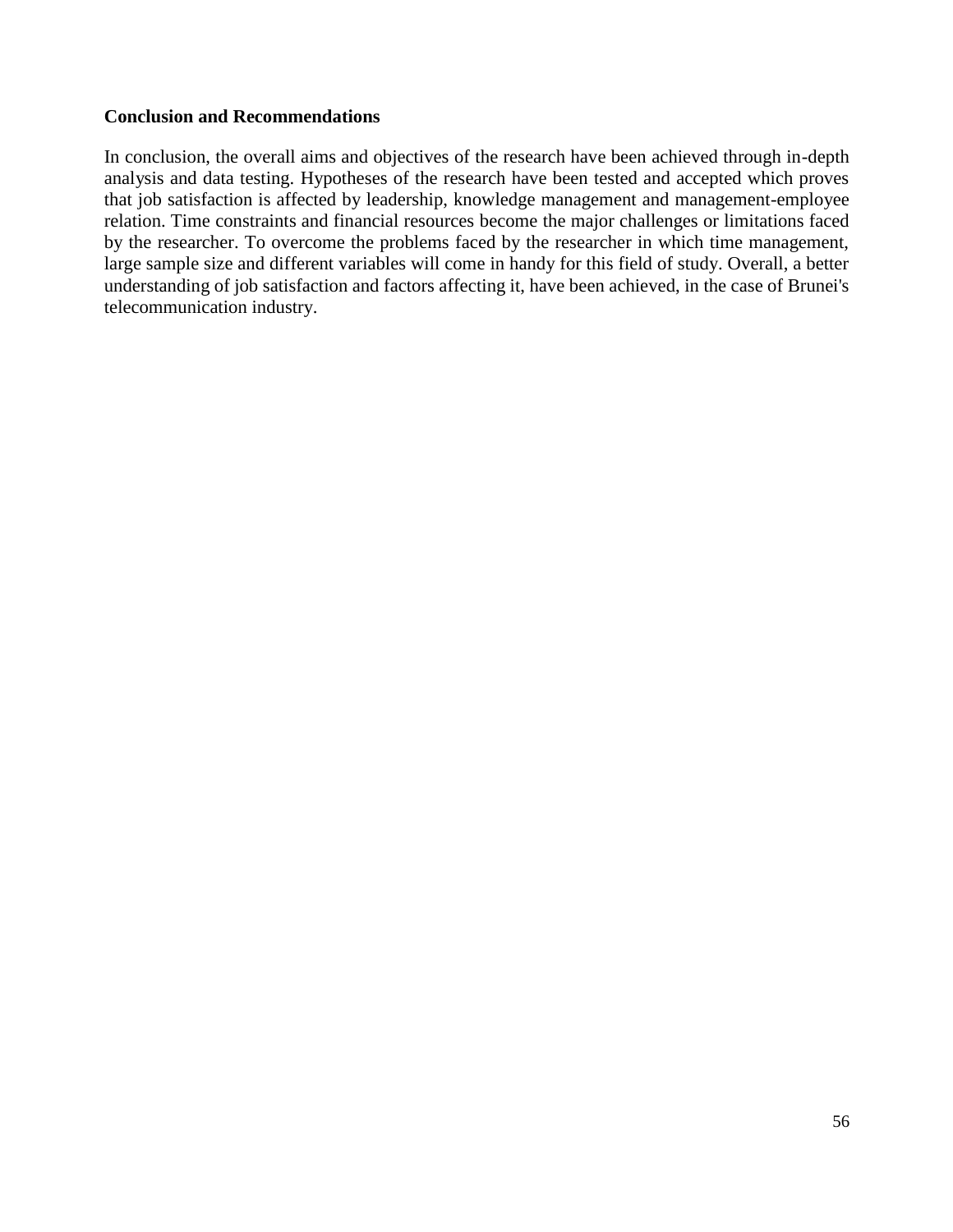**Conclusion and Recommendations**

In conclusion, the overall aims and objectives of the research have been achieved through in-depth analysis and data testing. Hypotheses of the research have been tested and accepted which proves that job satisfaction is affected by leadership, knowledge management and management-employee relation. Time constraints and financial resources become the major challenges or limitations faced by the researcher. To overcome the problems faced by the researcher in which time management, large sample size and different variables will come in handy for this field of study. Overall, a better understanding of job satisfaction and factors affecting it, have been achieved, in the case of Brunei's telecommunication industry.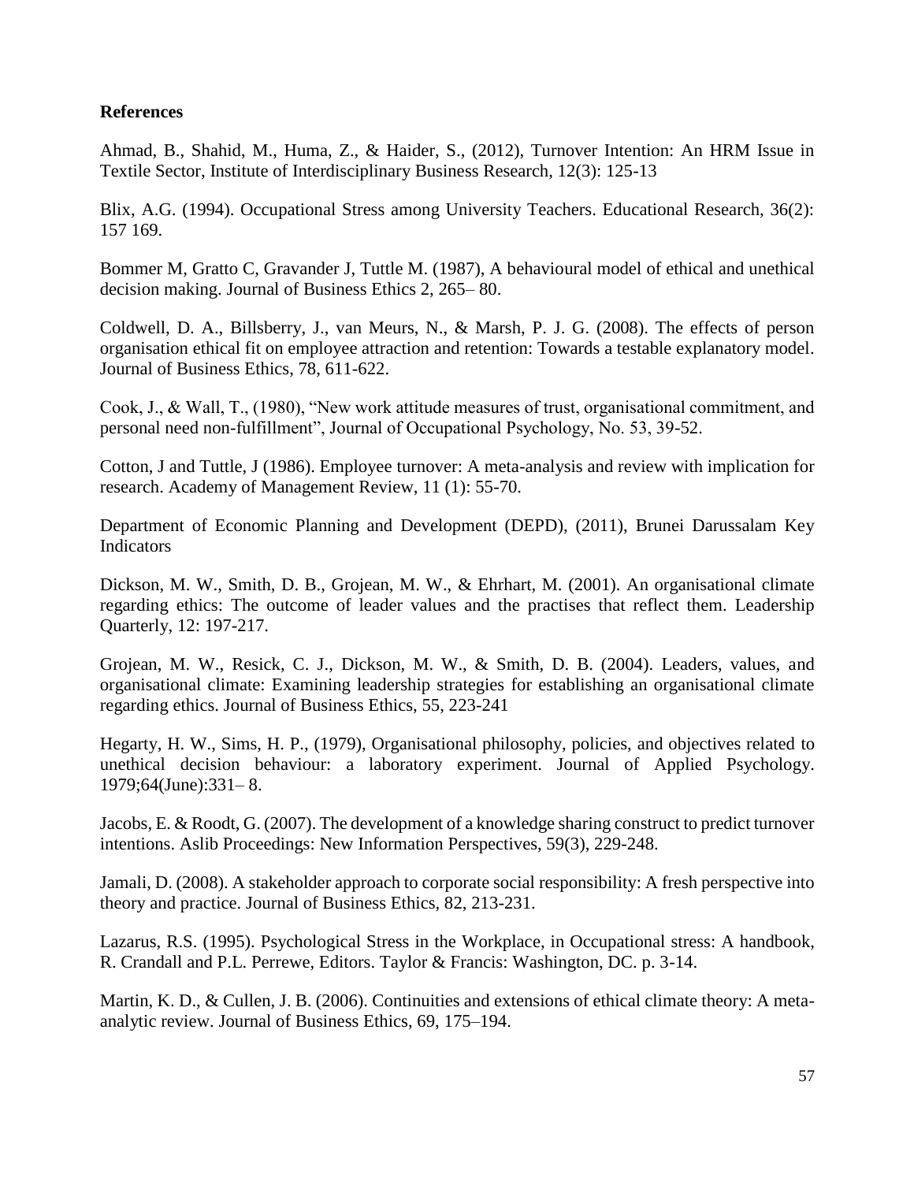**References**

Ahmad, B., Shahid, M., Huma, Z., & Haider, S., (2012), Turnover Intention: An HRM Issue in Textile Sector, Institute of Interdisciplinary Business Research, 12(3): 125-13

Blix, A.G. (1994). Occupational Stress among University Teachers. Educational Research, 36(2): 157 169.

Bommer M, Gratto C, Gravander J, Tuttle M. (1987), A behavioural model of ethical and unethical decision making. Journal of Business Ethics 2, 265– 80.

Coldwell, D. A., Billsberry, J., van Meurs, N., & Marsh, P. J. G. (2008). The effects of person organisation ethical fit on employee attraction and retention: Towards a testable explanatory model. Journal of Business Ethics, 78, 611-622.

Cook, J., & Wall, T., (1980), "New work attitude measures of trust, organisational commitment, and personal need non-fulfillment", Journal of Occupational Psychology, No. 53, 39-52.

Cotton, J and Tuttle, J (1986). Employee turnover: A meta-analysis and review with implication for research. Academy of Management Review, 11 (1): 55-70.

Department of Economic Planning and Development (DEPD), (2011), Brunei Darussalam Key Indicators

Dickson, M. W., Smith, D. B., Grojean, M. W., & Ehrhart, M. (2001). An organisational climate regarding ethics: The outcome of leader values and the practises that reflect them. Leadership Quarterly, 12: 197-217.

Grojean, M. W., Resick, C. J., Dickson, M. W., & Smith, D. B. (2004). Leaders, values, and organisational climate: Examining leadership strategies for establishing an organisational climate regarding ethics. Journal of Business Ethics, 55, 223-241

Hegarty, H. W., Sims, H. P., (1979), Organisational philosophy, policies, and objectives related to unethical decision behaviour: a laboratory experiment. Journal of Applied Psychology. 1979;64(June):331– 8.

Jacobs, E. & Roodt, G. (2007). The development of a knowledge sharing construct to predict turnover intentions. Aslib Proceedings: New Information Perspectives, 59(3), 229-248.

Jamali, D. (2008). A stakeholder approach to corporate social responsibility: A fresh perspective into theory and practice. Journal of Business Ethics, 82, 213-231.

Lazarus, R.S. (1995). Psychological Stress in the Workplace, in Occupational stress: A handbook, R. Crandall and P.L. Perrewe, Editors. Taylor & Francis: Washington, DC. p. 3-14.

Martin, K. D., & Cullen, J. B. (2006). Continuities and extensions of ethical climate theory: A meta-analytic review. Journal of Business Ethics, 69, 175–194.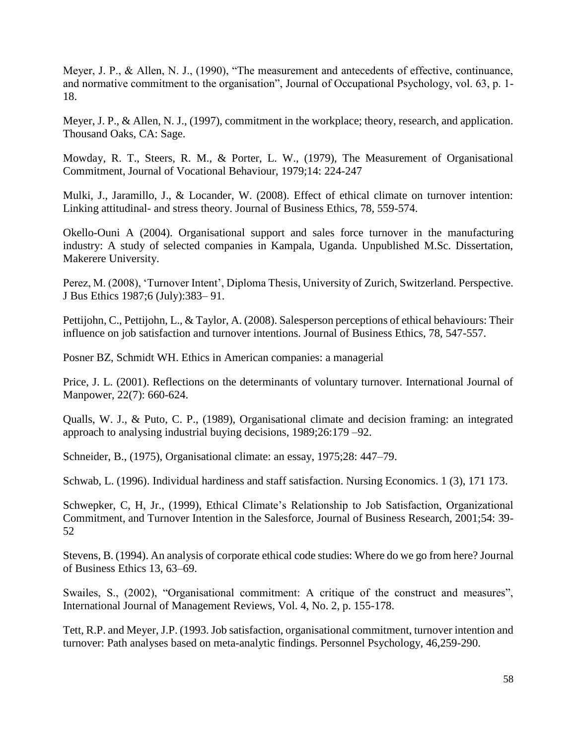Meyer, J. P., & Allen, N. J., (1990), "The measurement and antecedents of effective, continuance, and normative commitment to the organisation", Journal of Occupational Psychology, vol. 63, p. 1-18.

Meyer, J. P., & Allen, N. J., (1997), commitment in the workplace; theory, research, and application. Thousand Oaks, CA: Sage.

Mowday, R. T., Steers, R. M., & Porter, L. W., (1979), The Measurement of Organisational Commitment, Journal of Vocational Behaviour, 1979;14: 224-247

Mulki, J., Jaramillo, J., & Locander, W. (2008). Effect of ethical climate on turnover intention: Linking attitudinal- and stress theory. Journal of Business Ethics, 78, 559-574.

Okello-Ouni A (2004). Organisational support and sales force turnover in the manufacturing industry: A study of selected companies in Kampala, Uganda. Unpublished M.Sc. Dissertation, Makerere University.

Perez, M. (2008), 'Turnover Intent', Diploma Thesis, University of Zurich, Switzerland. Perspective. J Bus Ethics 1987;6 (July):383– 91.

Pettijohn, C., Pettijohn, L., & Taylor, A. (2008). Salesperson perceptions of ethical behaviours: Their influence on job satisfaction and turnover intentions. Journal of Business Ethics, 78, 547-557.

Posner BZ, Schmidt WH. Ethics in American companies: a managerial

Price, J. L. (2001). Reflections on the determinants of voluntary turnover. International Journal of Manpower, 22(7): 660-624.

Qualls, W. J., & Puto, C. P., (1989), Organisational climate and decision framing: an integrated approach to analysing industrial buying decisions, 1989;26:179 –92.

Schneider, B., (1975), Organisational climate: an essay, 1975;28: 447–79.

Schwab, L. (1996). Individual hardiness and staff satisfaction. Nursing Economics. 1 (3), 171 173.

Schwepker, C, H, Jr., (1999), Ethical Climate's Relationship to Job Satisfaction, Organizational Commitment, and Turnover Intention in the Salesforce, Journal of Business Research, 2001;54: 39-52

Stevens, B. (1994). An analysis of corporate ethical code studies: Where do we go from here? Journal of Business Ethics 13, 63–69.

Swailes, S., (2002), "Organisational commitment: A critique of the construct and measures", International Journal of Management Reviews, Vol. 4, No. 2, p. 155-178.

Tett, R.P. and Meyer, J.P. (1993. Job satisfaction, organisational commitment, turnover intention and turnover: Path analyses based on meta-analytic findings. Personnel Psychology, 46,259-290.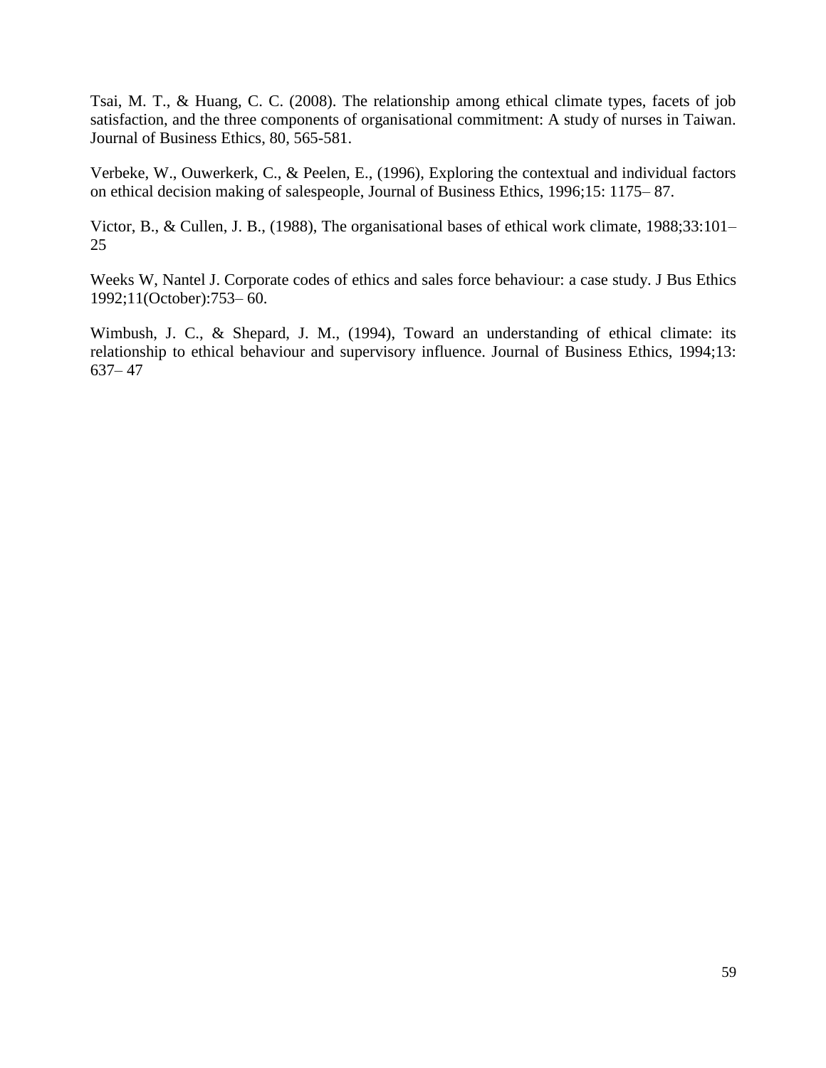Tsai, M. T., & Huang, C. C. (2008). The relationship among ethical climate types, facets of job satisfaction, and the three components of organisational commitment: A study of nurses in Taiwan. Journal of Business Ethics, 80, 565-581.

Verbeke, W., Ouwerkerk, C., & Peelen, E., (1996), Exploring the contextual and individual factors on ethical decision making of salespeople, Journal of Business Ethics, 1996;15: 1175– 87.

Victor, B., & Cullen, J. B., (1988), The organisational bases of ethical work climate, 1988;33:101–25

Weeks W, Nantel J. Corporate codes of ethics and sales force behaviour: a case study. J Bus Ethics 1992;11(October):753– 60.

Wimbush, J. C., & Shepard, J. M., (1994), Toward an understanding of ethical climate: its relationship to ethical behaviour and supervisory influence. Journal of Business Ethics, 1994;13: 637– 47